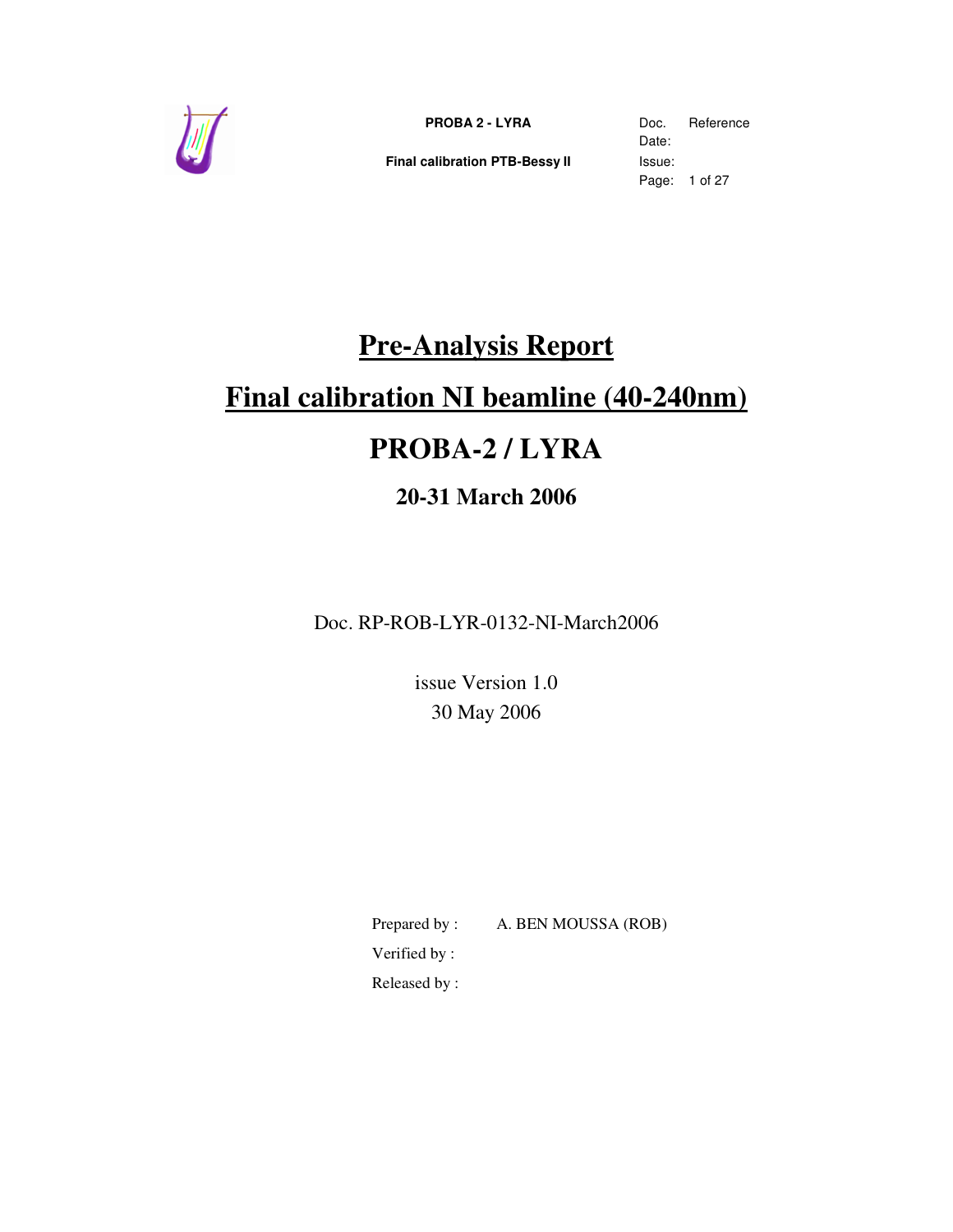# Pre-Analysis Report

# Final calibration NI beamline (40-240nm)

# PROBA-2 / LYRA

## 20-31 March 2006

Doc. RP-ROB-LYR-0132-NI-March2006

issue Version 1.0

30 May 2006

Prepared by : A. BEN MOUSSA (ROB)

Verified by :

Released by :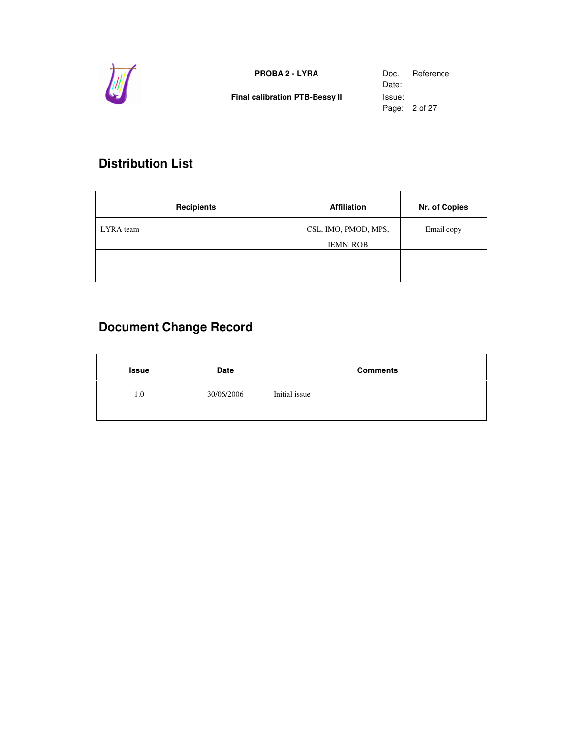## Distribution List

| Recipients | Affiliation | Nr. of Copies |
|---|---|---|
| LYRA team | CSL, IMO, PMOD, MPS, IEMN, ROB | Email copy |
| | | |
| | | |

## Document Change Record

| Issue | Date | Comments |
|---|---|---|
| 1.0 | 30/06/2006 | Initial issue |
| | | |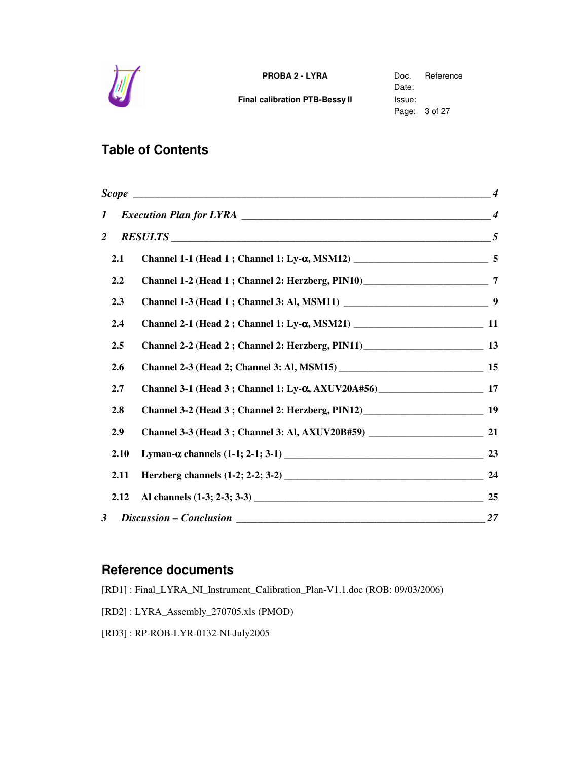## Table of Contents

*Scope* ____ *4*

*1 Execution Plan for LYRA* ____ *4*

*2 RESULTS* ____ *5*

**2.1 Channel 1-1 (Head 1 ; Channel 1: Ly-α, MSM12)** ____ **5**

**2.2 Channel 1-2 (Head 1 ; Channel 2: Herzberg, PIN10)** ____ **7**

**2.3 Channel 1-3 (Head 1 ; Channel 3: Al, MSM11)** ____ **9**

**2.4 Channel 2-1 (Head 2 ; Channel 1: Ly-α, MSM21)** ____ **11**

**2.5 Channel 2-2 (Head 2 ; Channel 2: Herzberg, PIN11)** ____ **13**

**2.6 Channel 2-3 (Head 2; Channel 3: Al, MSM15)** ____ **15**

**2.7 Channel 3-1 (Head 3 ; Channel 1: Ly-α, AXUV20A#56)** ____ **17**

**2.8 Channel 3-2 (Head 3 ; Channel 2: Herzberg, PIN12)** ____ **19**

**2.9 Channel 3-3 (Head 3 ; Channel 3: Al, AXUV20B#59)** ____ **21**

**2.10 Lyman-α channels (1-1; 2-1; 3-1)** ____ **23**

**2.11 Herzberg channels (1-2; 2-2; 3-2)** ____ **24**

**2.12 Al channels (1-3; 2-3; 3-3)** ____ **25**

*3 Discussion – Conclusion* ____ *27*

## Reference documents

[RD1] : Final_LYRA_NI_Instrument_Calibration_Plan-V1.1.doc (ROB: 09/03/2006)

[RD2] : LYRA_Assembly_270705.xls (PMOD)

[RD3] : RP-ROB-LYR-0132-NI-July2005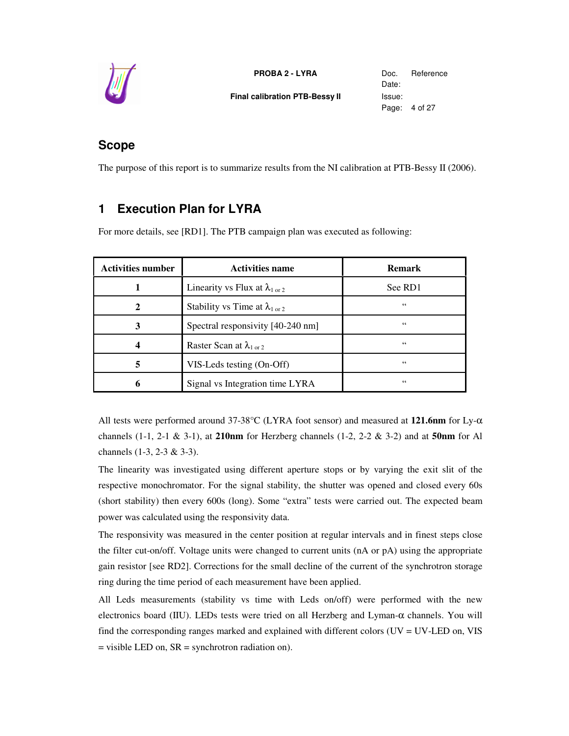## Scope

The purpose of this report is to summarize results from the NI calibration at PTB-Bessy II (2006).

# 1 Execution Plan for LYRA

For more details, see [RD1]. The PTB campaign plan was executed as following:

| Activities number | Activities name | Remark |
|---|---|---|
| 1 | Linearity vs Flux at $\lambda_{1 \text{ or } 2}$ | See RD1 |
| 2 | Stability vs Time at $\lambda_{1 \text{ or } 2}$ | " |
| 3 | Spectral responsivity [40-240 nm] | " |
| 4 | Raster Scan at $\lambda_{1 \text{ or } 2}$ | " |
| 5 | VIS-Leds testing (On-Off) | " |
| 6 | Signal vs Integration time LYRA | " |

All tests were performed around 37-38°C (LYRA foot sensor) and measured at **121.6nm** for Ly-$\alpha$ channels (1-1, 2-1 & 3-1), at **210nm** for Herzberg channels (1-2, 2-2 & 3-2) and at **50nm** for Al channels (1-3, 2-3 & 3-3).

The linearity was investigated using different aperture stops or by varying the exit slit of the respective monochromator. For the signal stability, the shutter was opened and closed every 60s (short stability) then every 600s (long). Some "extra" tests were carried out. The expected beam power was calculated using the responsivity data.

The responsivity was measured in the center position at regular intervals and in finest steps close the filter cut-on/off. Voltage units were changed to current units (nA or pA) using the appropriate gain resistor [see RD2]. Corrections for the small decline of the current of the synchrotron storage ring during the time period of each measurement have been applied.

All Leds measurements (stability vs time with Leds on/off) were performed with the new electronics board (IIU). LEDs tests were tried on all Herzberg and Lyman-$\alpha$ channels. You will find the corresponding ranges marked and explained with different colors (UV = UV-LED on, VIS = visible LED on, SR = synchrotron radiation on).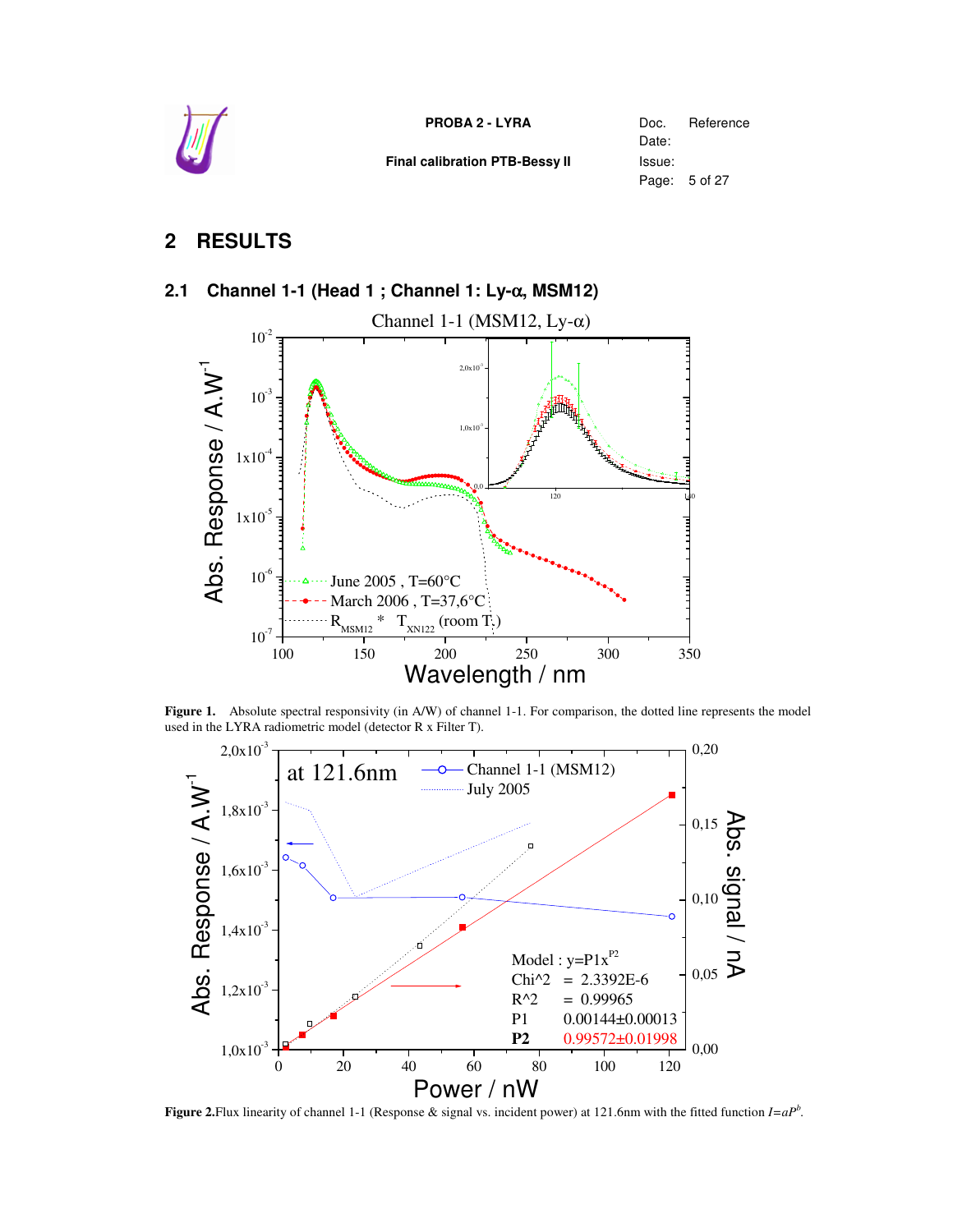## 2 RESULTS

### 2.1 Channel 1-1 (Head 1 ; Channel 1: Ly-α, MSM12)

**Figure 1.** Absolute spectral responsivity (in A/W) of channel 1-1. For comparison, the dotted line represents the model used in the LYRA radiometric model (detector R x Filter T).

**Figure 2.** Flux linearity of channel 1-1 (Response & signal vs. incident power) at 121.6nm with the fitted function $I=aP^b$.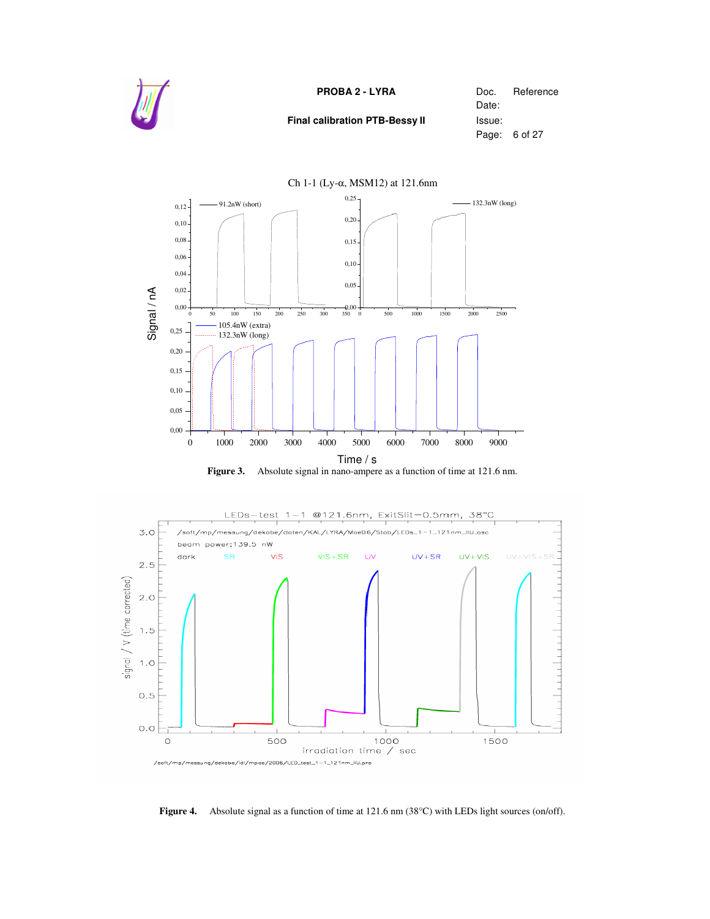Figure 3. Absolute signal in nano-ampere as a function of time at 121.6 nm.

Figure 4. Absolute signal as a function of time at 121.6 nm (38°C) with LEDs light sources (on/off).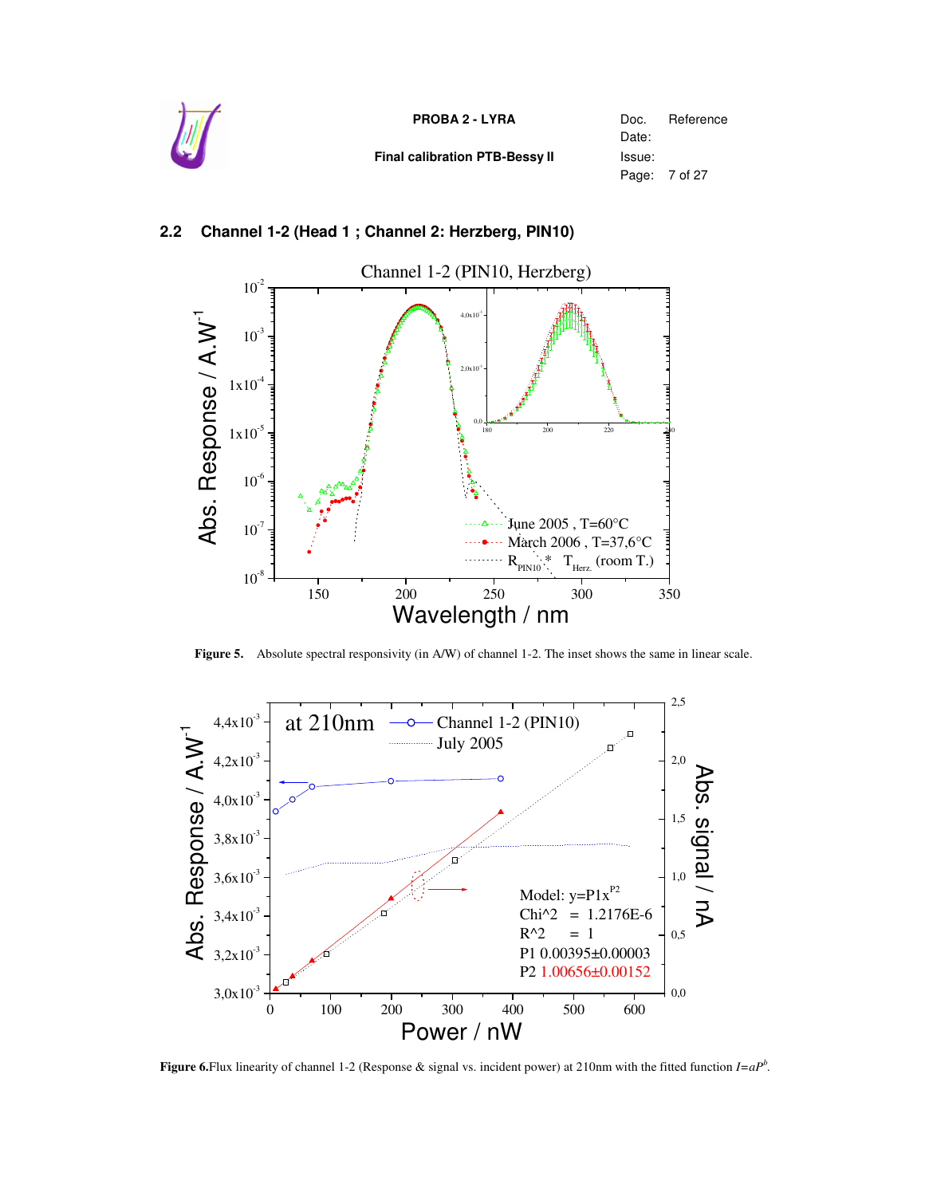## 2.2 Channel 1-2 (Head 1 ; Channel 2: Herzberg, PIN10)

**Figure 5.** Absolute spectral responsivity (in A/W) of channel 1-2. The inset shows the same in linear scale.

**Figure 6.** Flux linearity of channel 1-2 (Response & signal vs. incident power) at 210nm with the fitted function $I=aP^b$.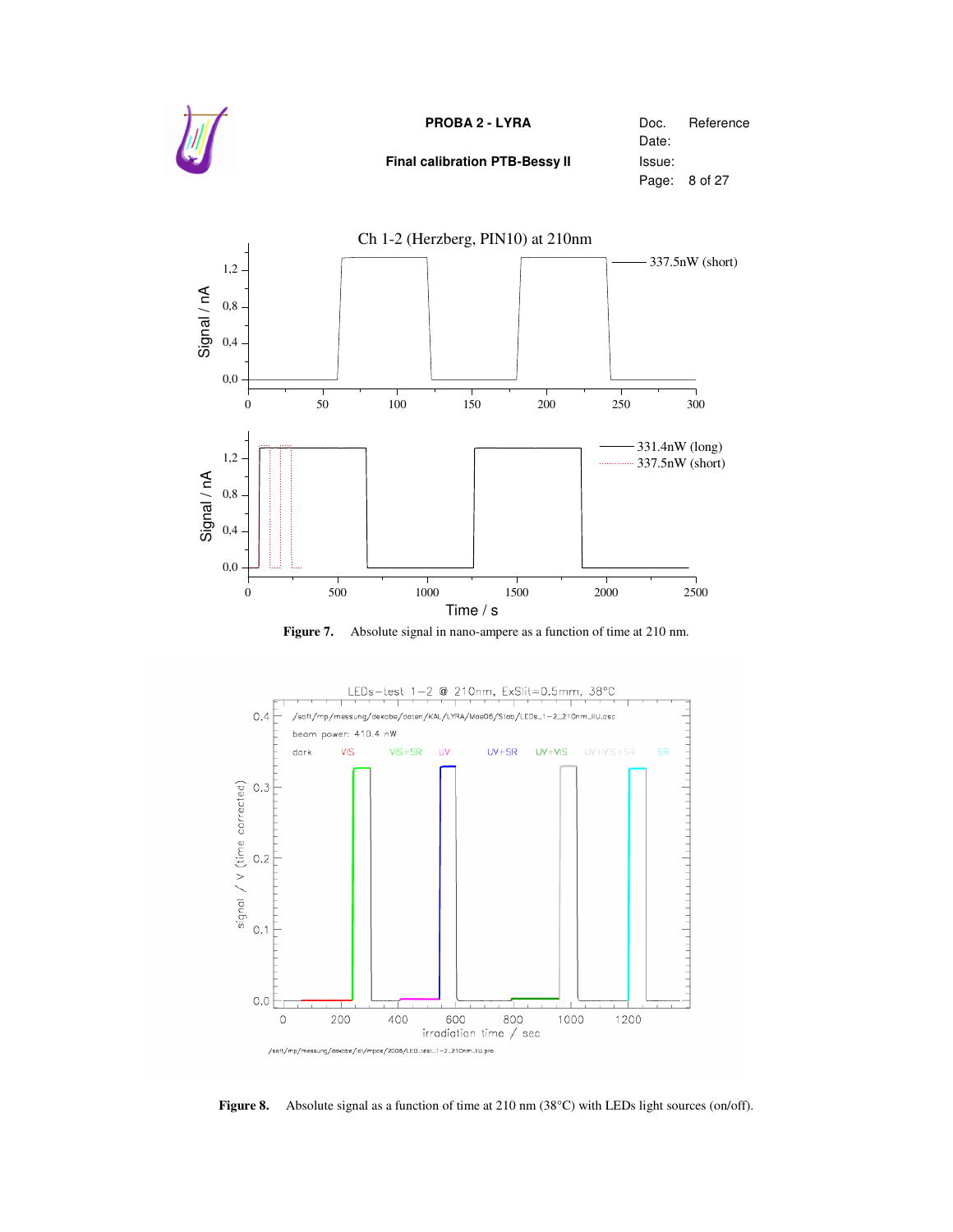**Figure 7.** Absolute signal in nano-ampere as a function of time at 210 nm.

**Figure 8.** Absolute signal as a function of time at 210 nm (38°C) with LEDs light sources (on/off).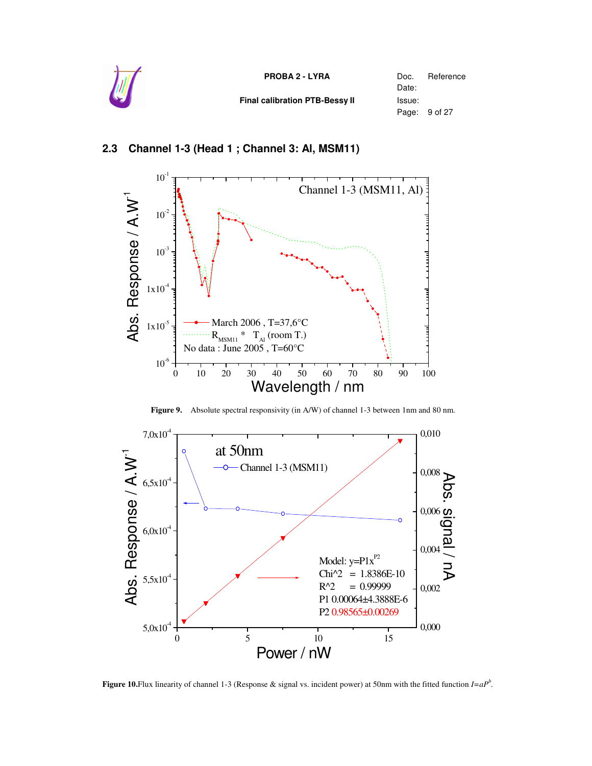## 2.3 Channel 1-3 (Head 1 ; Channel 3: Al, MSM11)

**Figure 9.** Absolute spectral responsivity (in A/W) of channel 1-3 between 1nm and 80 nm.

**Figure 10.** Flux linearity of channel 1-3 (Response & signal vs. incident power) at 50nm with the fitted function $I=aP^b$.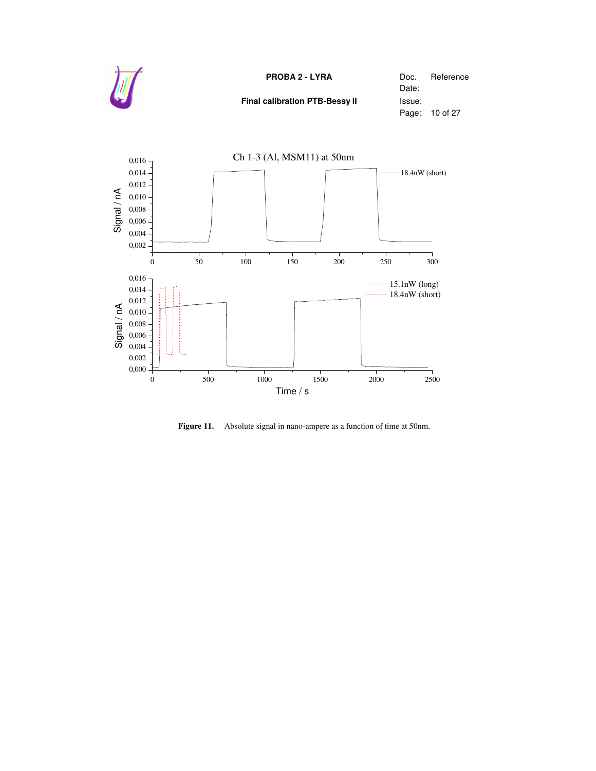**Figure 11.** Absolute signal in nano-ampere as a function of time at 50nm.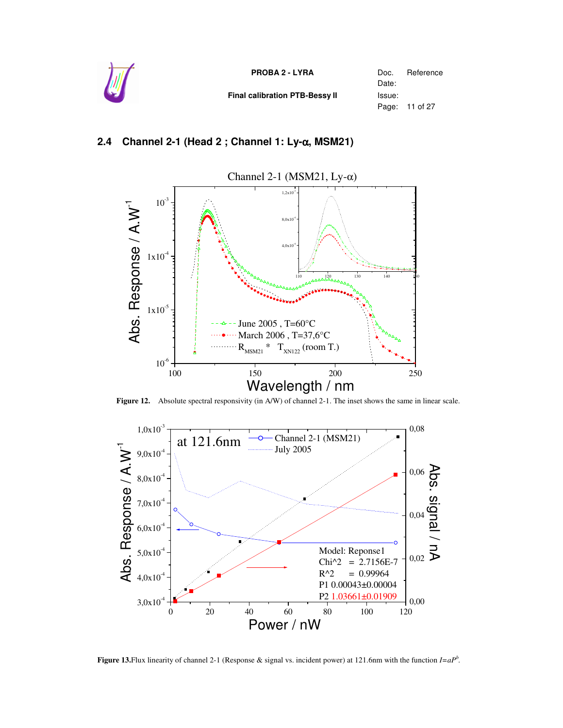## 2.4 Channel 2-1 (Head 2 ; Channel 1: Ly-α, MSM21)

**Figure 12.** Absolute spectral responsivity (in A/W) of channel 2-1. The inset shows the same in linear scale.

**Figure 13.** Flux linearity of channel 2-1 (Response & signal vs. incident power) at 121.6nm with the function $I=aP^b$.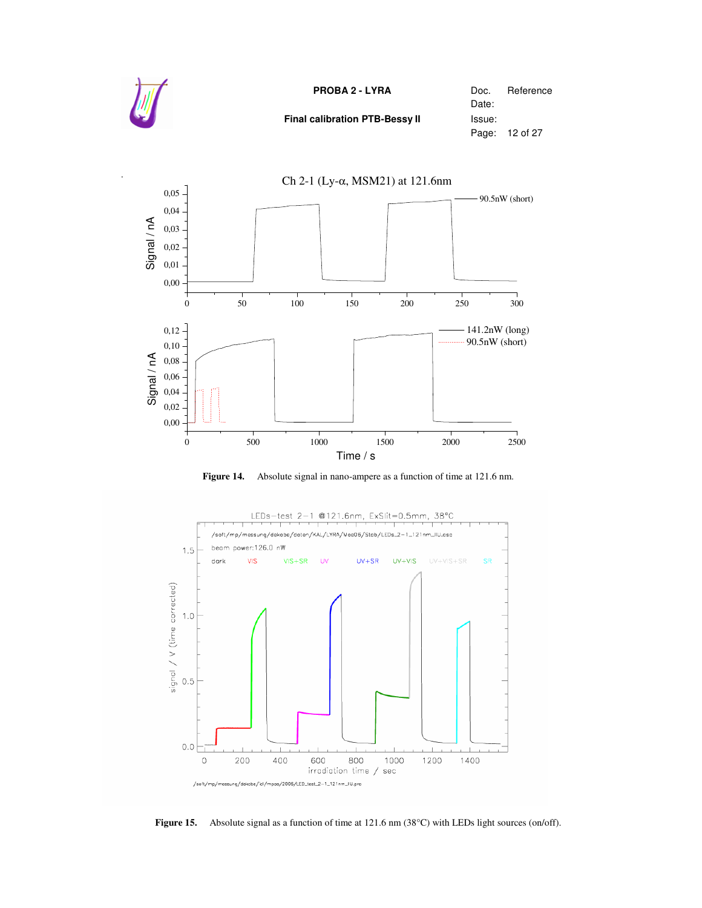**Figure 14.** Absolute signal in nano-ampere as a function of time at 121.6 nm.

**Figure 15.** Absolute signal as a function of time at 121.6 nm (38°C) with LEDs light sources (on/off).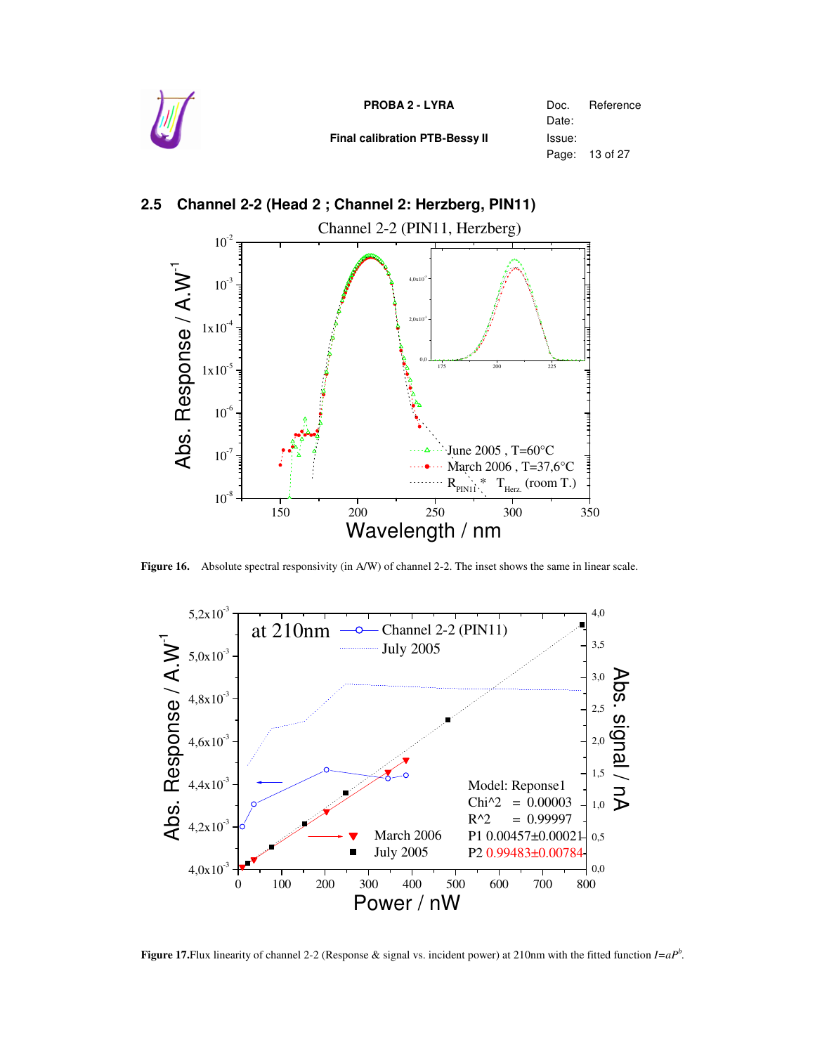## 2.5 Channel 2-2 (Head 2 ; Channel 2: Herzberg, PIN11)

**Figure 16.** Absolute spectral responsivity (in A/W) of channel 2-2. The inset shows the same in linear scale.

**Figure 17.** Flux linearity of channel 2-2 (Response & signal vs. incident power) at 210nm with the fitted function $I=aP^b$.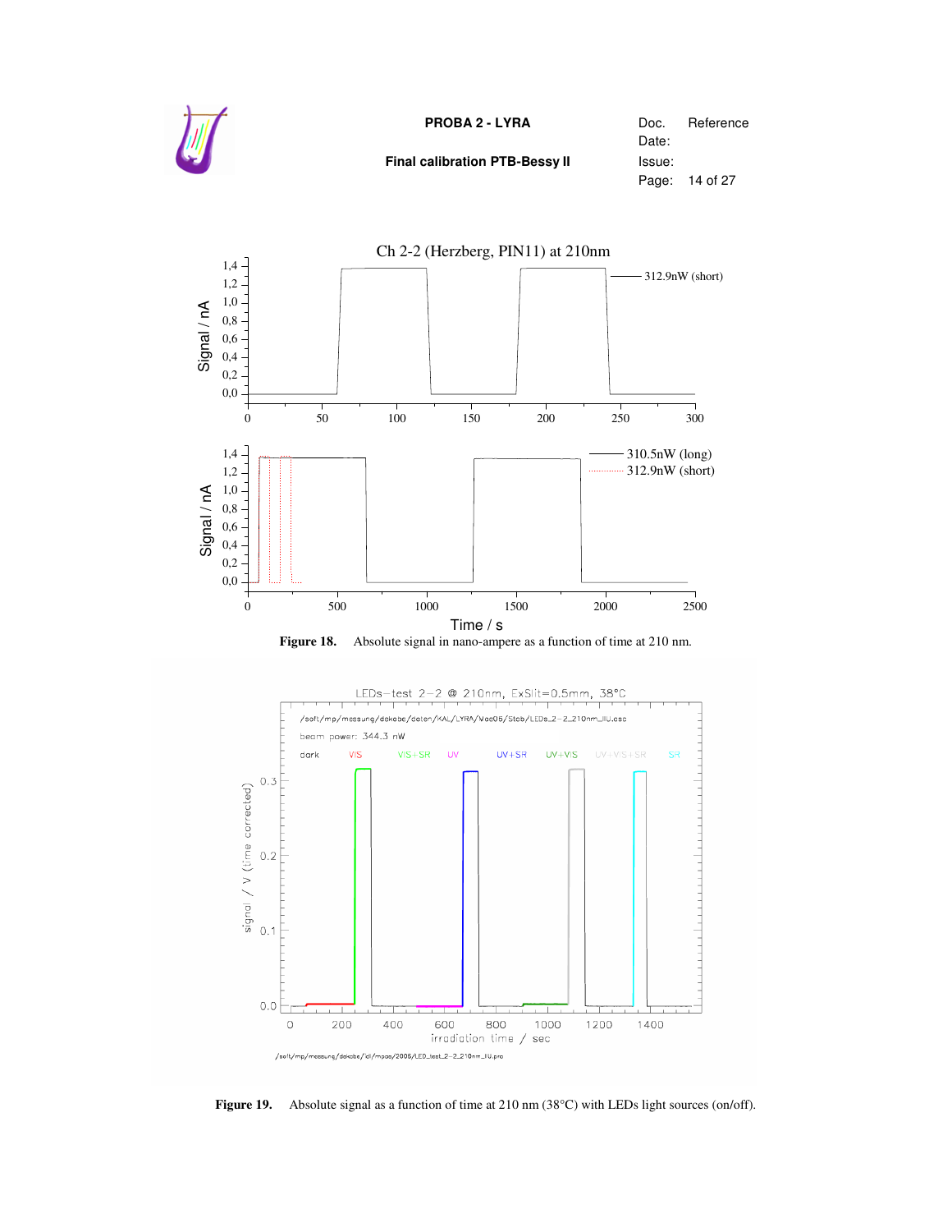**Figure 18.** Absolute signal in nano-ampere as a function of time at 210 nm.

**Figure 19.** Absolute signal as a function of time at 210 nm (38°C) with LEDs light sources (on/off).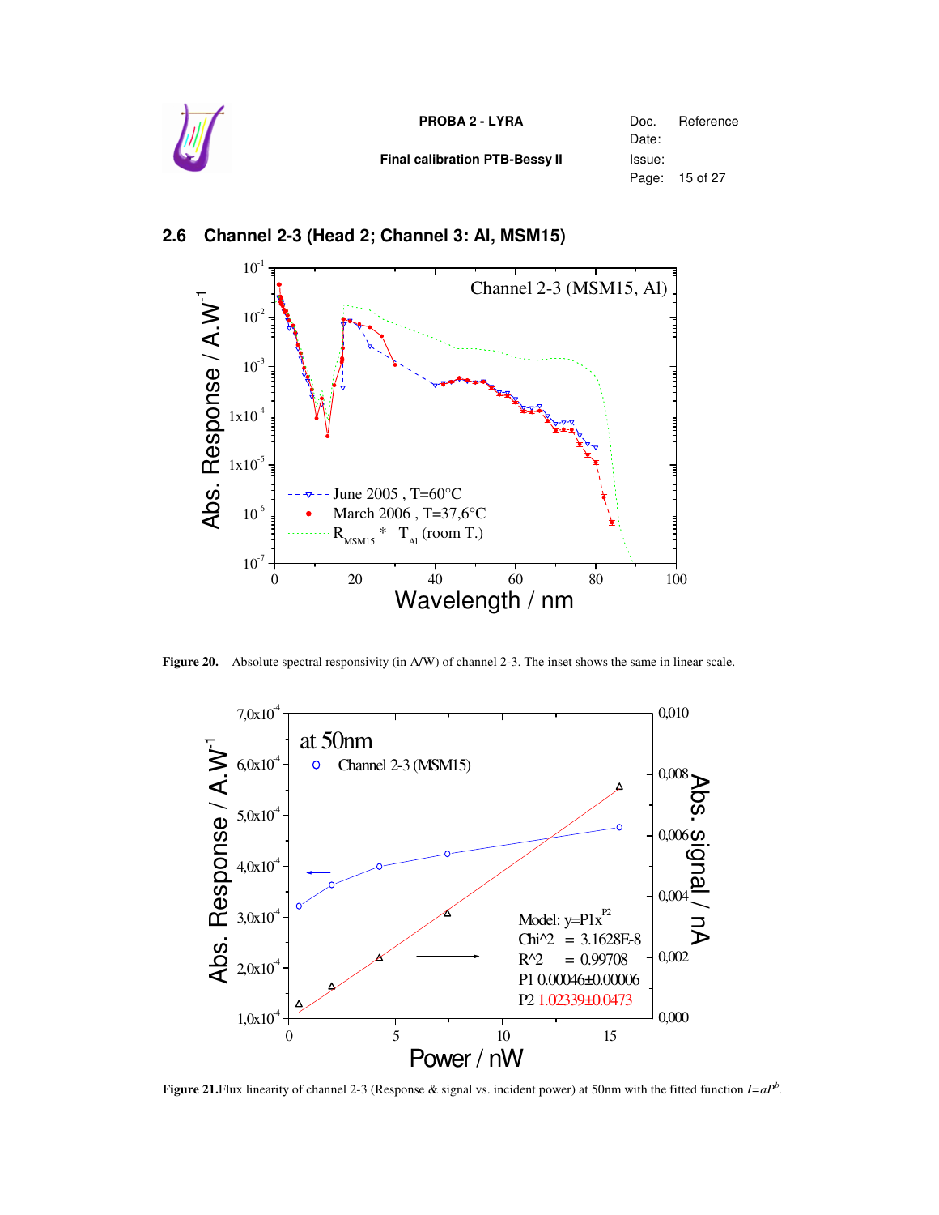## 2.6 Channel 2-3 (Head 2; Channel 3: Al, MSM15)

**Figure 20.** Absolute spectral responsivity (in A/W) of channel 2-3. The inset shows the same in linear scale.

**Figure 21.** Flux linearity of channel 2-3 (Response & signal vs. incident power) at 50nm with the fitted function $I=aP^b$.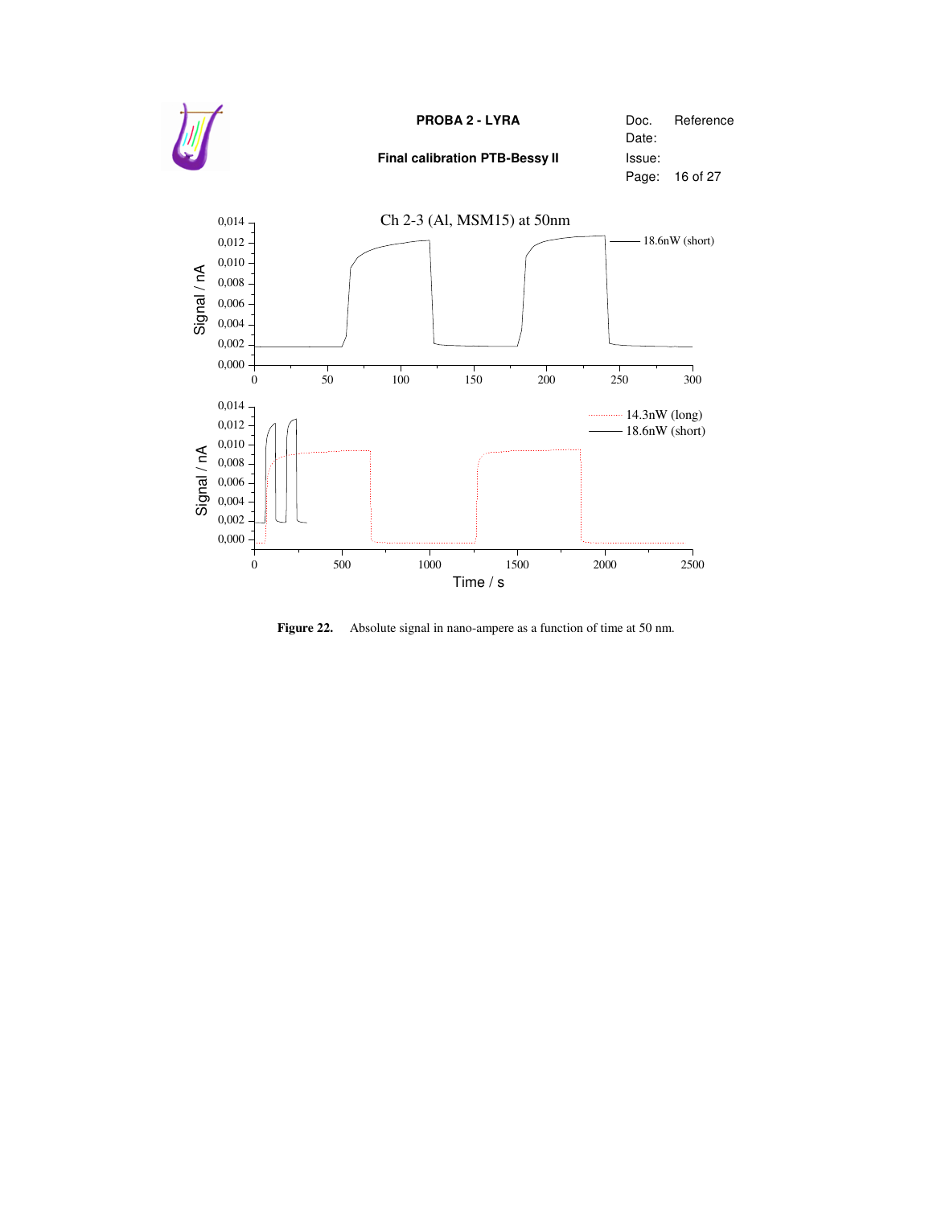Figure 22. Absolute signal in nano-ampere as a function of time at 50 nm.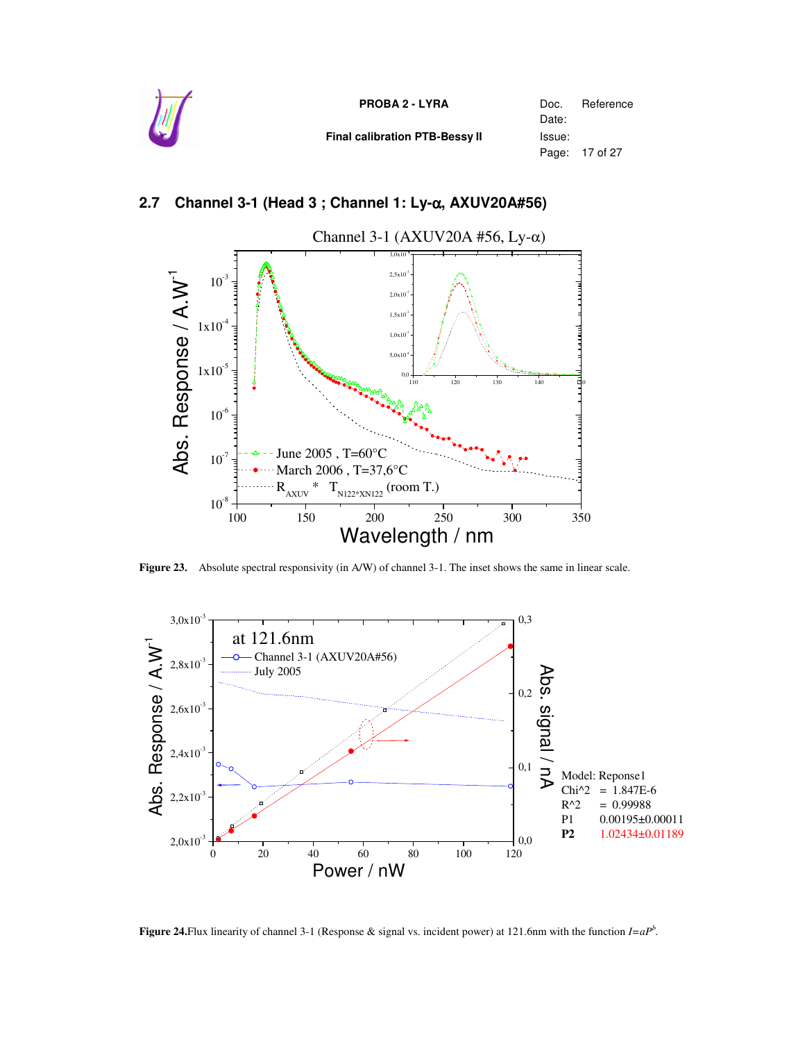## 2.7 Channel 3-1 (Head 3 ; Channel 1: Ly-α, AXUV20A#56)

**Figure 23.** Absolute spectral responsivity (in A/W) of channel 3-1. The inset shows the same in linear scale.

Model: Reponse1
Chi^2 = 1.847E-6
R^2 = 0.99988
P1 0.00195±0.00011
**P2** 1.02434±0.01189

**Figure 24.** Flux linearity of channel 3-1 (Response & signal vs. incident power) at 121.6nm with the function $I=aP^b$.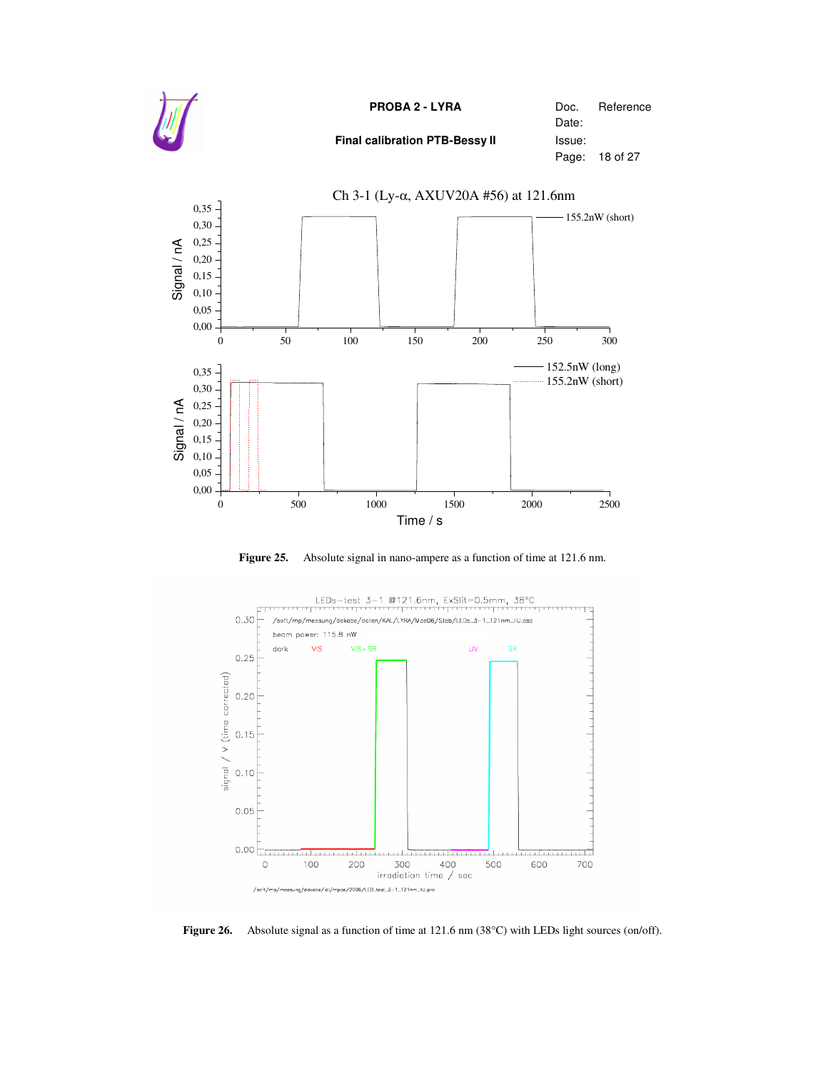**Figure 25.** Absolute signal in nano-ampere as a function of time at 121.6 nm.

**Figure 26.** Absolute signal as a function of time at 121.6 nm (38°C) with LEDs light sources (on/off).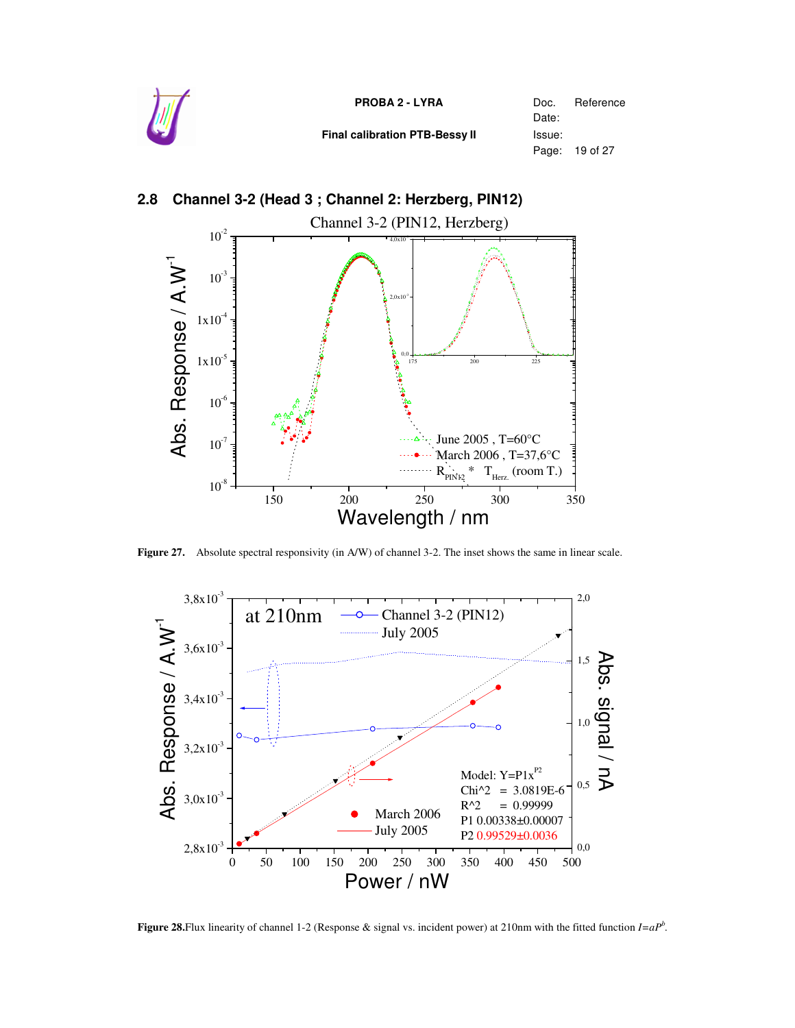## 2.8 Channel 3-2 (Head 3 ; Channel 2: Herzberg, PIN12)

**Figure 27.** Absolute spectral responsivity (in A/W) of channel 3-2. The inset shows the same in linear scale.

**Figure 28.** Flux linearity of channel 1-2 (Response & signal vs. incident power) at 210nm with the fitted function $I=aP^b$.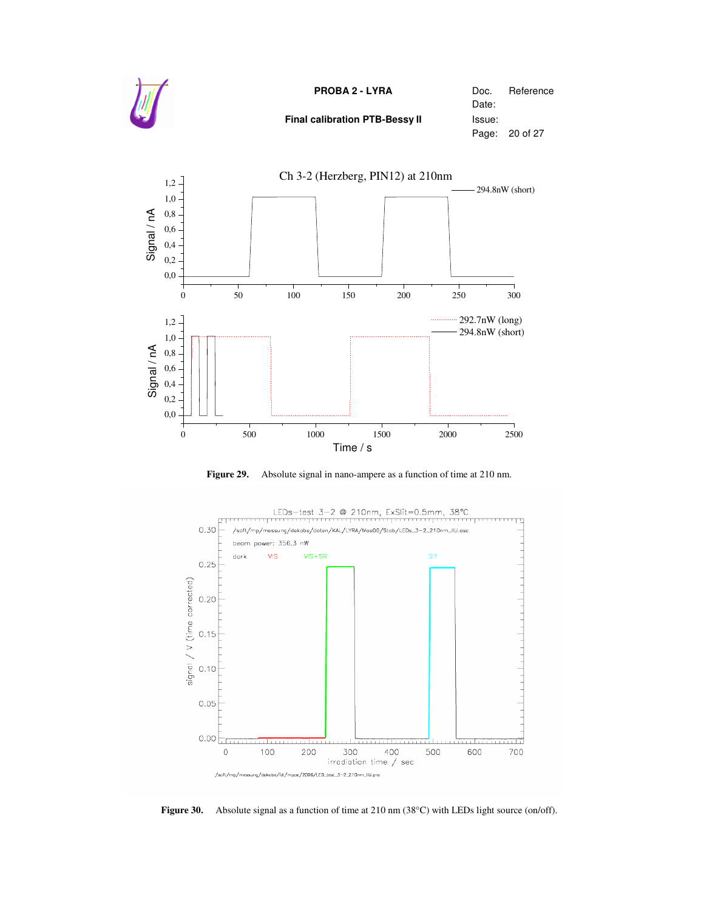Figure 29. Absolute signal in nano-ampere as a function of time at 210 nm.

Figure 30. Absolute signal as a function of time at 210 nm (38°C) with LEDs light source (on/off).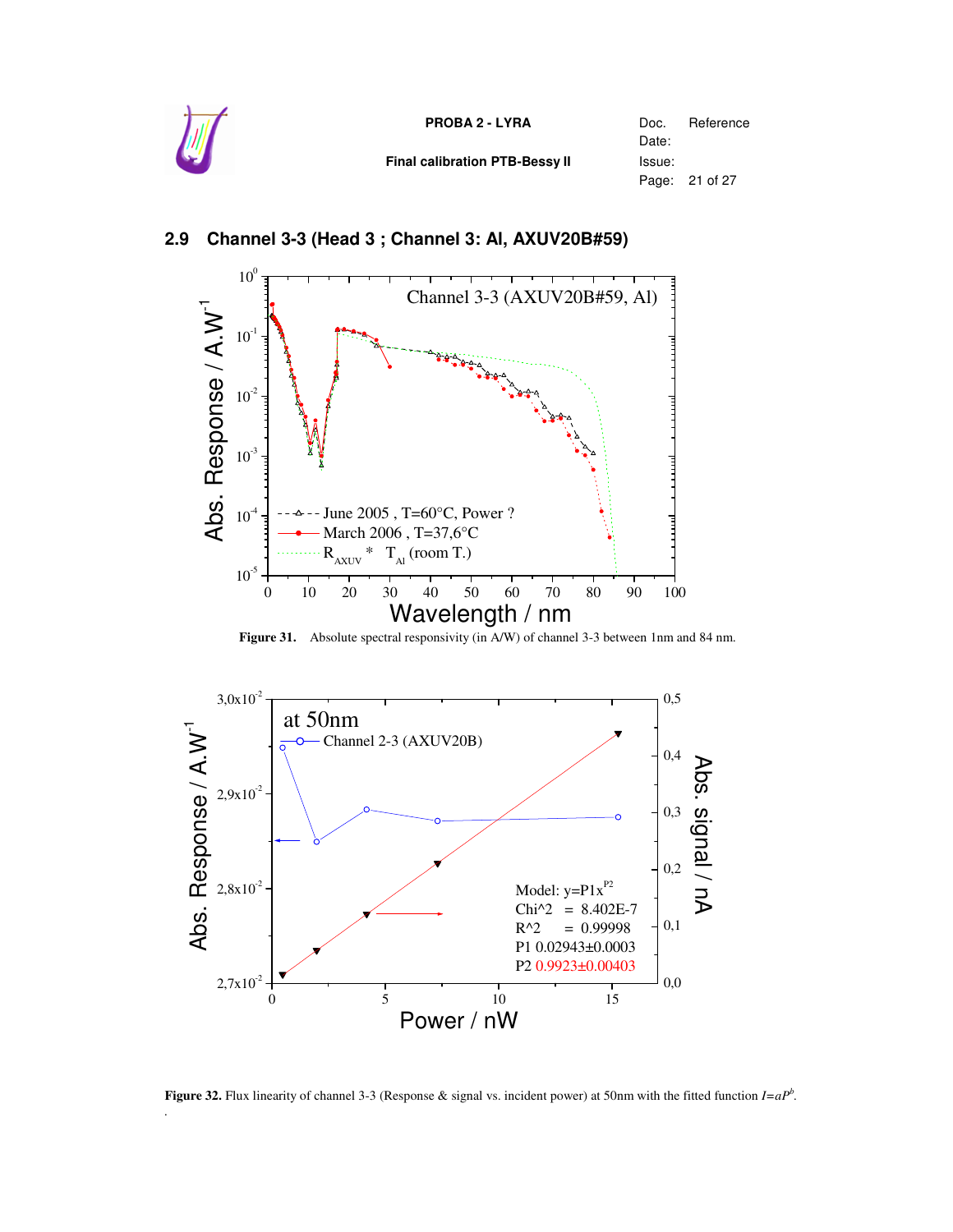## 2.9 Channel 3-3 (Head 3 ; Channel 3: Al, AXUV20B#59)

**Figure 31.** Absolute spectral responsivity (in A/W) of channel 3-3 between 1nm and 84 nm.

**Figure 32.** Flux linearity of channel 3-3 (Response & signal vs. incident power) at 50nm with the fitted function $I=aP^b$.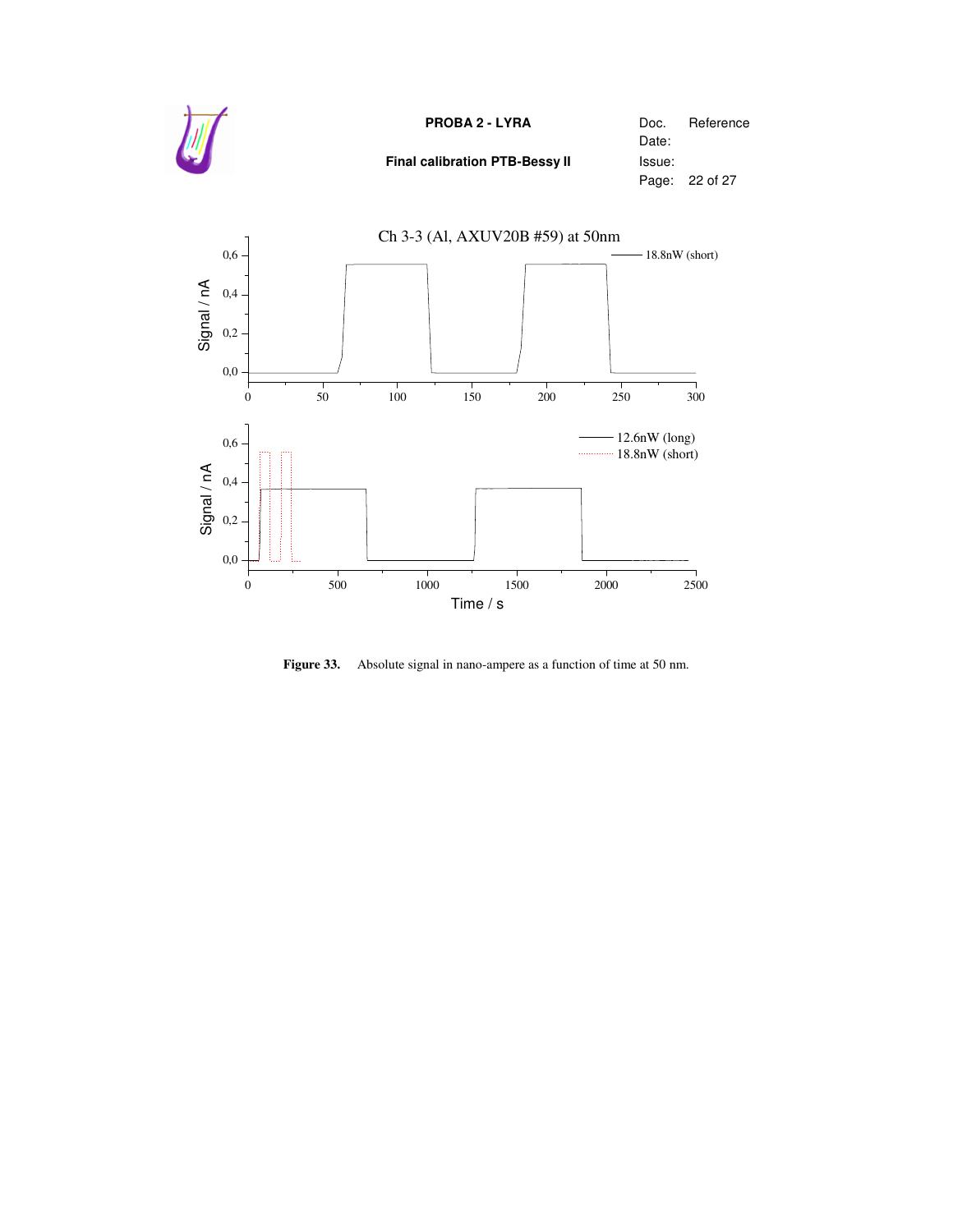Figure 33. Absolute signal in nano-ampere as a function of time at 50 nm.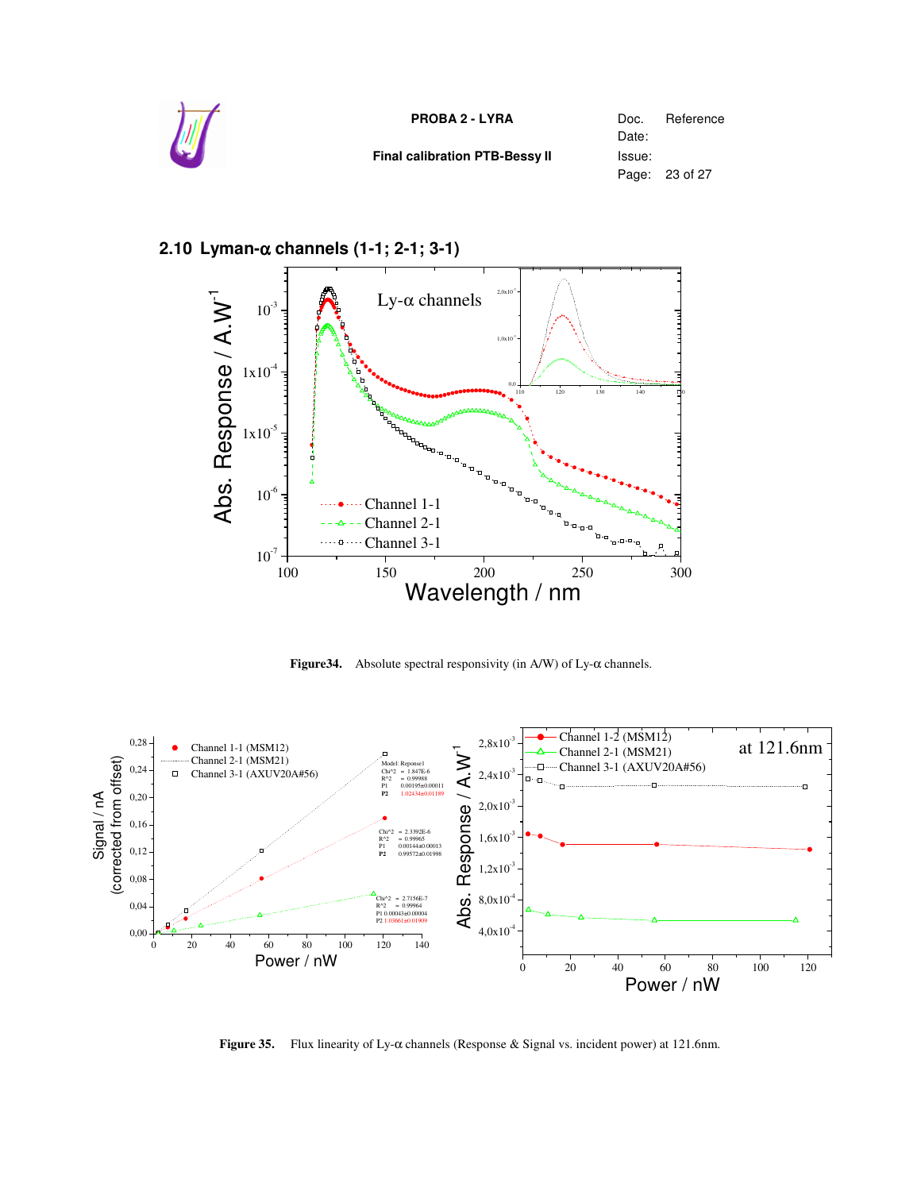## 2.10 Lyman-α channels (1-1; 2-1; 3-1)

**Figure34.** Absolute spectral responsivity (in A/W) of Ly-α channels.

**Figure 35.** Flux linearity of Ly-α channels (Response & Signal vs. incident power) at 121.6nm.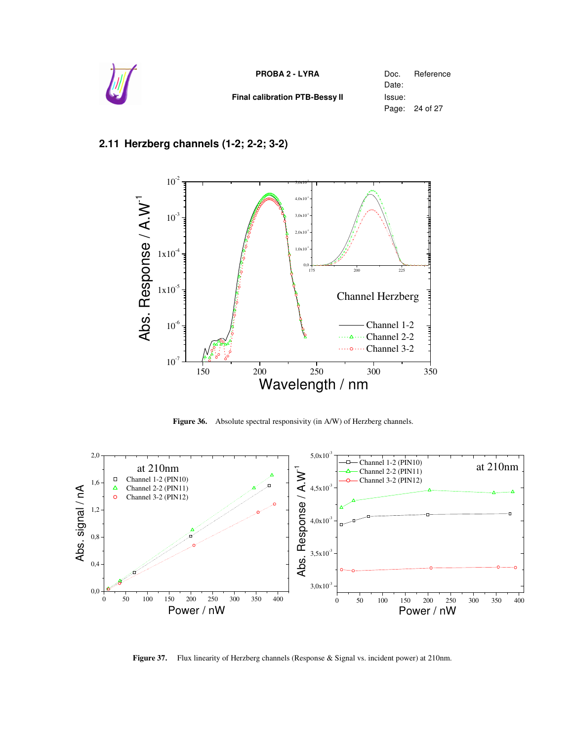## 2.11 Herzberg channels (1-2; 2-2; 3-2)

**Figure 36.** Absolute spectral responsivity (in A/W) of Herzberg channels.

**Figure 37.** Flux linearity of Herzberg channels (Response & Signal vs. incident power) at 210nm.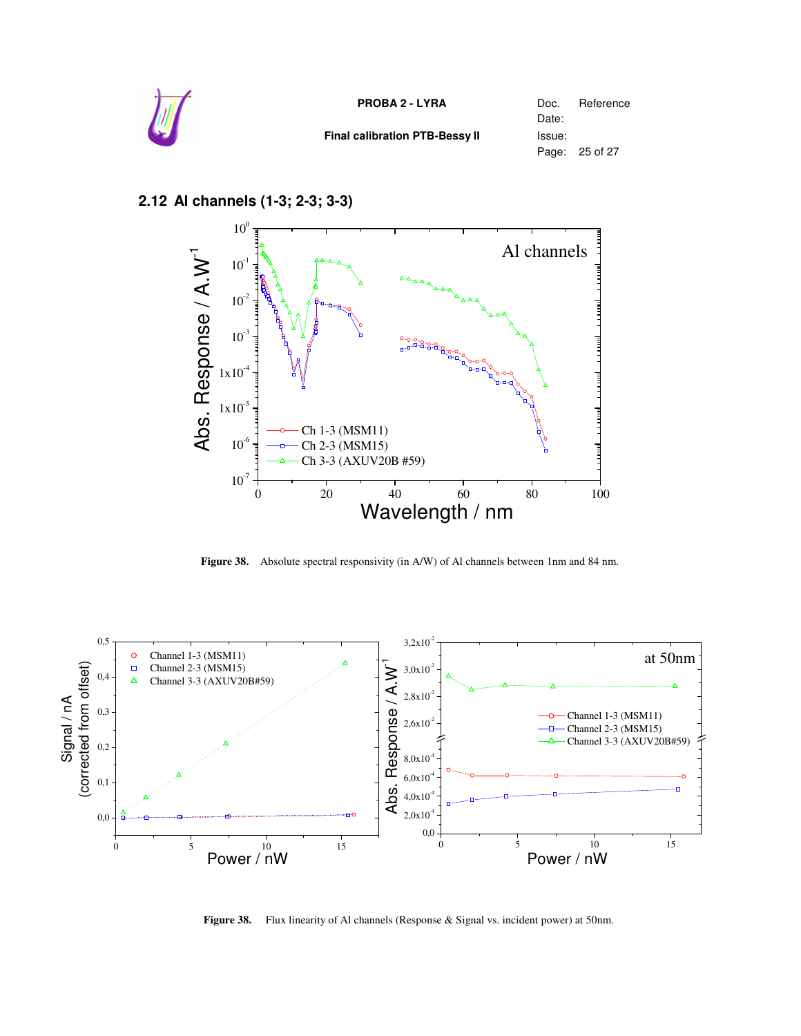## 2.12 Al channels (1-3; 2-3; 3-3)

**Figure 38.** Absolute spectral responsivity (in A/W) of Al channels between 1nm and 84 nm.

**Figure 38.** Flux linearity of Al channels (Response & Signal vs. incident power) at 50nm.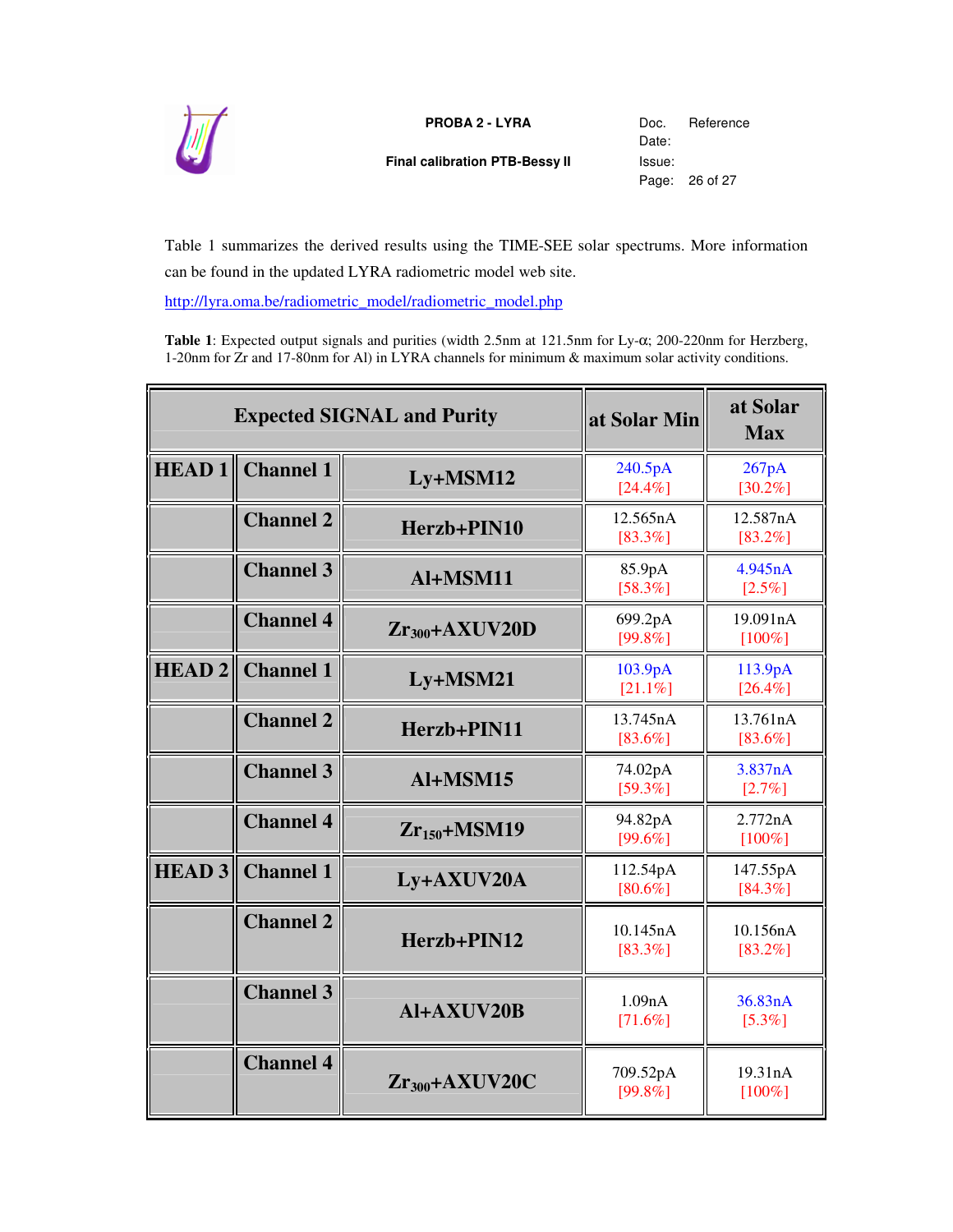Table 1 summarizes the derived results using the TIME-SEE solar spectrums. More information can be found in the updated LYRA radiometric model web site.

http://lyra.oma.be/radiometric_model/radiometric_model.php

**Table 1**: Expected output signals and purities (width 2.5nm at 121.5nm for Ly-α; 200-220nm for Herzberg, 1-20nm for Zr and 17-80nm for Al) in LYRA channels for minimum & maximum solar activity conditions.

| Expected SIGNAL and Purity | | | at Solar Min | at Solar Max |
|---|---|---|---|---|
| HEAD 1 | Channel 1 | Ly+MSM12 | 240.5pA [24.4%] | 267pA [30.2%] |
| | Channel 2 | Herzb+PIN10 | 12.565nA [83.3%] | 12.587nA [83.2%] |
| | Channel 3 | Al+MSM11 | 85.9pA [58.3%] | 4.945nA [2.5%] |
| | Channel 4 | $Zr_{300}$+AXUV20D | 699.2pA [99.8%] | 19.091nA [100%] |
| HEAD 2 | Channel 1 | Ly+MSM21 | 103.9pA [21.1%] | 113.9pA [26.4%] |
| | Channel 2 | Herzb+PIN11 | 13.745nA [83.6%] | 13.761nA [83.6%] |
| | Channel 3 | Al+MSM15 | 74.02pA [59.3%] | 3.837nA [2.7%] |
| | Channel 4 | $Zr_{150}$+MSM19 | 94.82pA [99.6%] | 2.772nA [100%] |
| HEAD 3 | Channel 1 | Ly+AXUV20A | 112.54pA [80.6%] | 147.55pA [84.3%] |
| | Channel 2 | Herzb+PIN12 | 10.145nA [83.3%] | 10.156nA [83.2%] |
| | Channel 3 | Al+AXUV20B | 1.09nA [71.6%] | 36.83nA [5.3%] |
| | Channel 4 | $Zr_{300}$+AXUV20C | 709.52pA [99.8%] | 19.31nA [100%] |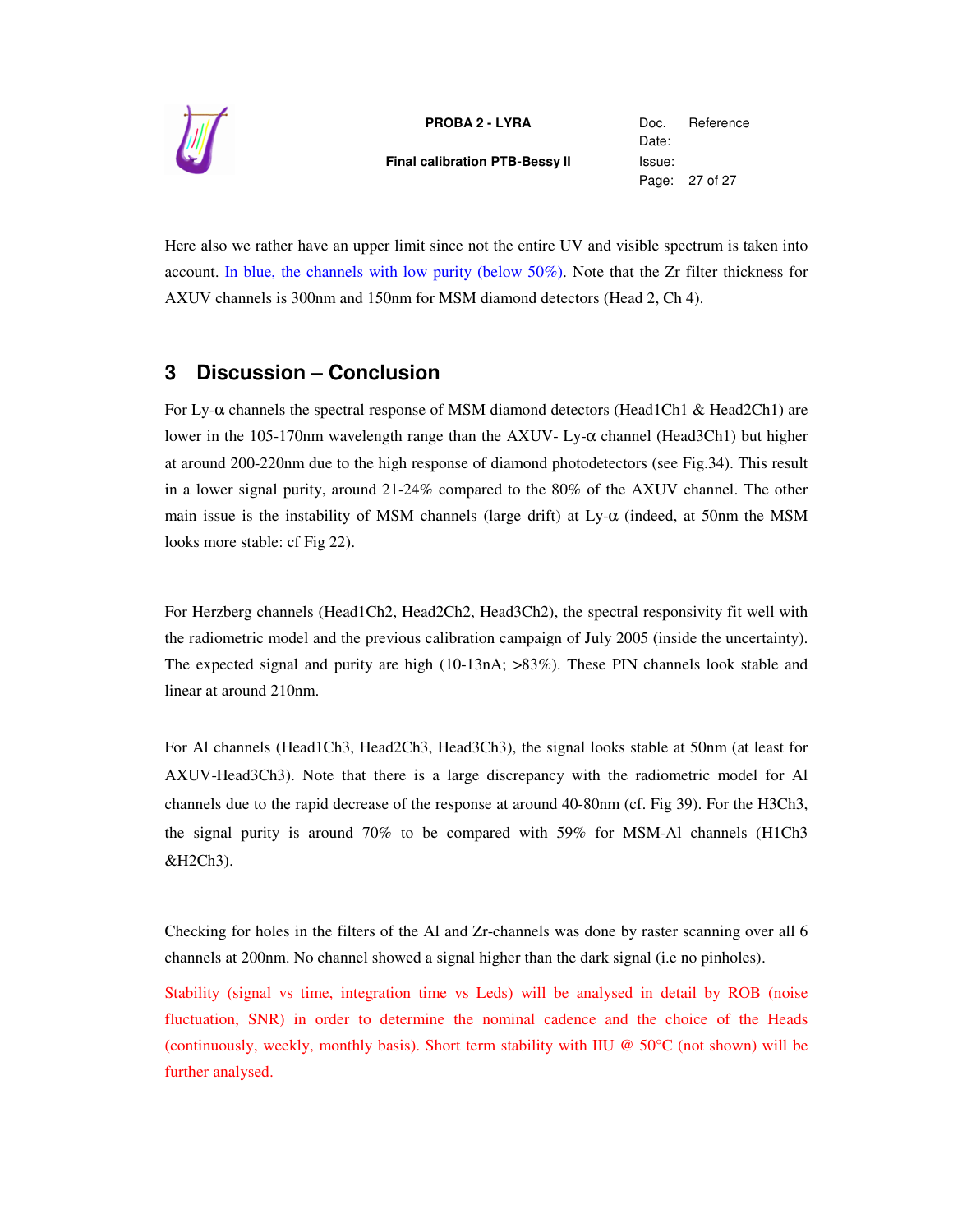Here also we rather have an upper limit since not the entire UV and visible spectrum is taken into account. In blue, the channels with low purity (below 50%). Note that the Zr filter thickness for AXUV channels is 300nm and 150nm for MSM diamond detectors (Head 2, Ch 4).

# 3 Discussion – Conclusion

For Ly-α channels the spectral response of MSM diamond detectors (Head1Ch1 & Head2Ch1) are lower in the 105-170nm wavelength range than the AXUV- Ly-α channel (Head3Ch1) but higher at around 200-220nm due to the high response of diamond photodetectors (see Fig.34). This result in a lower signal purity, around 21-24% compared to the 80% of the AXUV channel. The other main issue is the instability of MSM channels (large drift) at Ly-α (indeed, at 50nm the MSM looks more stable: cf Fig 22).

For Herzberg channels (Head1Ch2, Head2Ch2, Head3Ch2), the spectral responsivity fit well with the radiometric model and the previous calibration campaign of July 2005 (inside the uncertainty). The expected signal and purity are high (10-13nA; >83%). These PIN channels look stable and linear at around 210nm.

For Al channels (Head1Ch3, Head2Ch3, Head3Ch3), the signal looks stable at 50nm (at least for AXUV-Head3Ch3). Note that there is a large discrepancy with the radiometric model for Al channels due to the rapid decrease of the response at around 40-80nm (cf. Fig 39). For the H3Ch3, the signal purity is around 70% to be compared with 59% for MSM-Al channels (H1Ch3 &H2Ch3).

Checking for holes in the filters of the Al and Zr-channels was done by raster scanning over all 6 channels at 200nm. No channel showed a signal higher than the dark signal (i.e no pinholes).

Stability (signal vs time, integration time vs Leds) will be analysed in detail by ROB (noise fluctuation, SNR) in order to determine the nominal cadence and the choice of the Heads (continuously, weekly, monthly basis). Short term stability with IIU @ 50°C (not shown) will be further analysed.